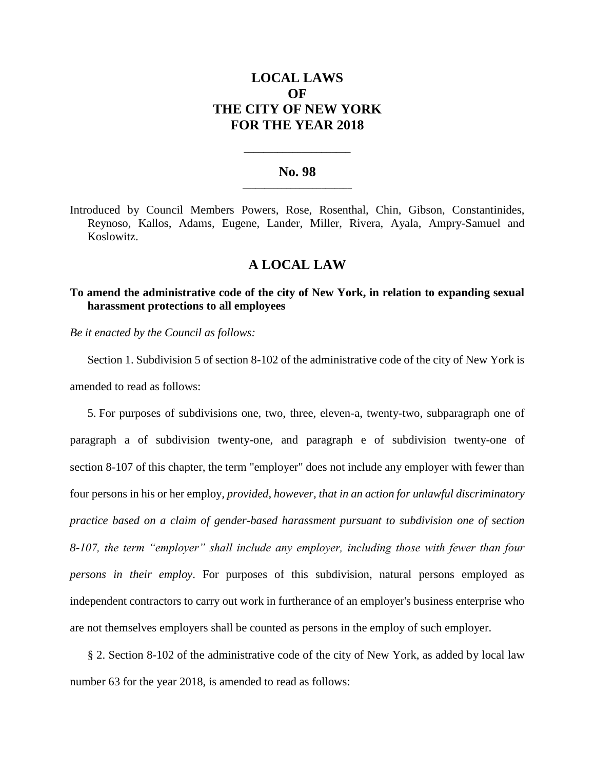# LOCAL LAWS OF THE CITY OF NEW YORK FOR THE YEAR 2018

---

## No. 98

---

Introduced by Council Members Powers, Rose, Rosenthal, Chin, Gibson, Constantinides, Reynoso, Kallos, Adams, Eugene, Lander, Miller, Rivera, Ayala, Ampry-Samuel and Koslowitz.

## A LOCAL LAW

**To amend the administrative code of the city of New York, in relation to expanding sexual harassment protections to all employees**

*Be it enacted by the Council as follows:*

Section 1. Subdivision 5 of section 8-102 of the administrative code of the city of New York is amended to read as follows:

5. For purposes of subdivisions one, two, three, eleven-a, twenty-two, subparagraph one of paragraph a of subdivision twenty-one, and paragraph e of subdivision twenty-one of section 8-107 of this chapter, the term "employer" does not include any employer with fewer than four persons in his or her employ*, provided, however, that in an action for unlawful discriminatory practice based on a claim of gender-based harassment pursuant to subdivision one of section 8-107, the term "employer" shall include any employer, including those with fewer than four persons in their employ*. For purposes of this subdivision, natural persons employed as independent contractors to carry out work in furtherance of an employer's business enterprise who are not themselves employers shall be counted as persons in the employ of such employer.

§ 2. Section 8-102 of the administrative code of the city of New York, as added by local law number 63 for the year 2018, is amended to read as follows: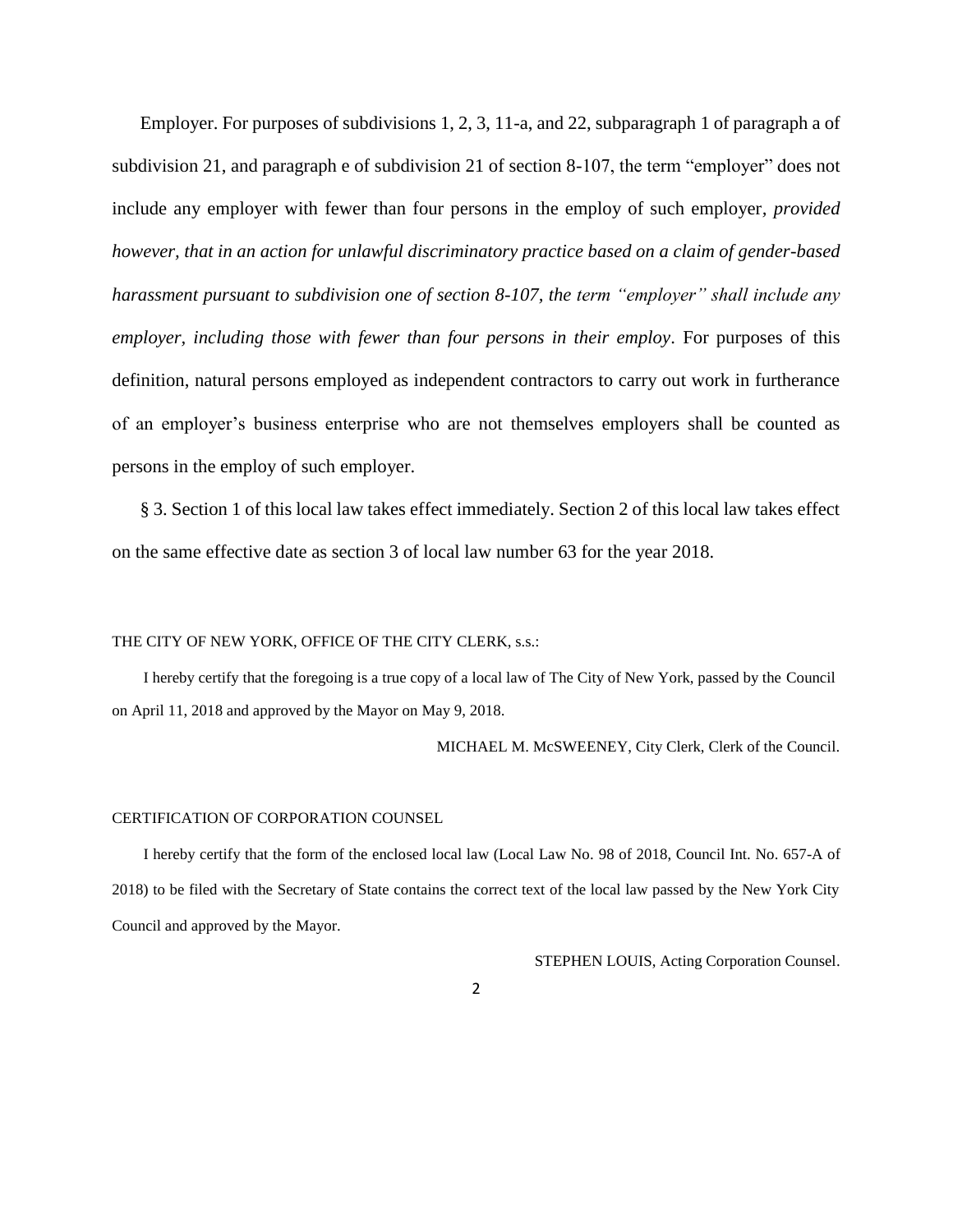Employer. For purposes of subdivisions 1, 2, 3, 11-a, and 22, subparagraph 1 of paragraph a of subdivision 21, and paragraph e of subdivision 21 of section 8-107, the term "employer" does not include any employer with fewer than four persons in the employ of such employer, *provided however, that in an action for unlawful discriminatory practice based on a claim of gender-based harassment pursuant to subdivision one of section 8-107, the term "employer" shall include any employer, including those with fewer than four persons in their employ*. For purposes of this definition, natural persons employed as independent contractors to carry out work in furtherance of an employer's business enterprise who are not themselves employers shall be counted as persons in the employ of such employer.

§ 3. Section 1 of this local law takes effect immediately. Section 2 of this local law takes effect on the same effective date as section 3 of local law number 63 for the year 2018.

THE CITY OF NEW YORK, OFFICE OF THE CITY CLERK, s.s.:

I hereby certify that the foregoing is a true copy of a local law of The City of New York, passed by the Council on April 11, 2018 and approved by the Mayor on May 9, 2018.

MICHAEL M. McSWEENEY, City Clerk, Clerk of the Council.

CERTIFICATION OF CORPORATION COUNSEL

I hereby certify that the form of the enclosed local law (Local Law No. 98 of 2018, Council Int. No. 657-A of 2018) to be filed with the Secretary of State contains the correct text of the local law passed by the New York City Council and approved by the Mayor.

STEPHEN LOUIS, Acting Corporation Counsel.